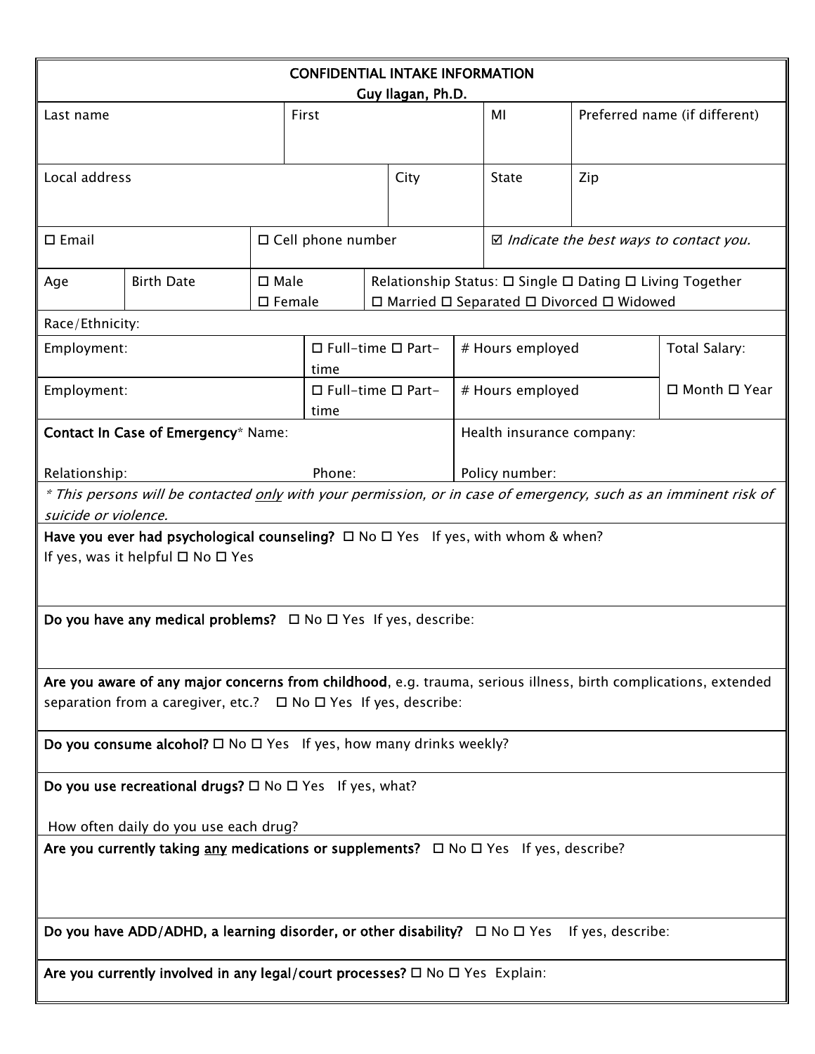# CONFIDENTIAL INTAKE INFORMATION

## Guy Ilagan, Ph.D.

| Last name | First | MI | Preferred name (if different) |
|---|---|---|---|
| | | | |

| Local address | City | State | Zip |
|---|---|---|---|
| | | | |

| ☐ Email | ☐ Cell phone number | ☑ *Indicate the best ways to contact you.* |
|---|---|---|

| Age | Birth Date | ☐ Male ☐ Female | Relationship Status: ☐ Single ☐ Dating ☐ Living Together ☐ Married ☐ Separated ☐ Divorced ☐ Widowed |
|---|---|---|---|

Race/Ethnicity:

| Employment: | ☐ Full-time ☐ Part-time | # Hours employed | Total Salary: |
|---|---|---|---|
| Employment: | ☐ Full-time ☐ Part-time | # Hours employed | ☐ Month ☐ Year |

| **Contact In Case of Emergency*** Name: | Health insurance company: |
|---|---|
| Relationship: Phone: | Policy number: |

*\* This persons will be contacted only with your permission, or in case of emergency, such as an imminent risk of suicide or violence.*

**Have you ever had psychological counseling?** ☐ No ☐ Yes If yes, with whom & when?
If yes, was it helpful ☐ No ☐ Yes

**Do you have any medical problems?** ☐ No ☐ Yes If yes, describe:

**Are you aware of any major concerns from childhood**, e.g. trauma, serious illness, birth complications, extended separation from a caregiver, etc.? ☐ No ☐ Yes If yes, describe:

**Do you consume alcohol?** ☐ No ☐ Yes If yes, how many drinks weekly?

**Do you use recreational drugs?** ☐ No ☐ Yes If yes, what?

How often daily do you use each drug?

**Are you currently taking any medications or supplements?** ☐ No ☐ Yes If yes, describe?

**Do you have ADD/ADHD, a learning disorder, or other disability?** ☐ No ☐ Yes If yes, describe:

**Are you currently involved in any legal/court processes?** ☐ No ☐ Yes Explain: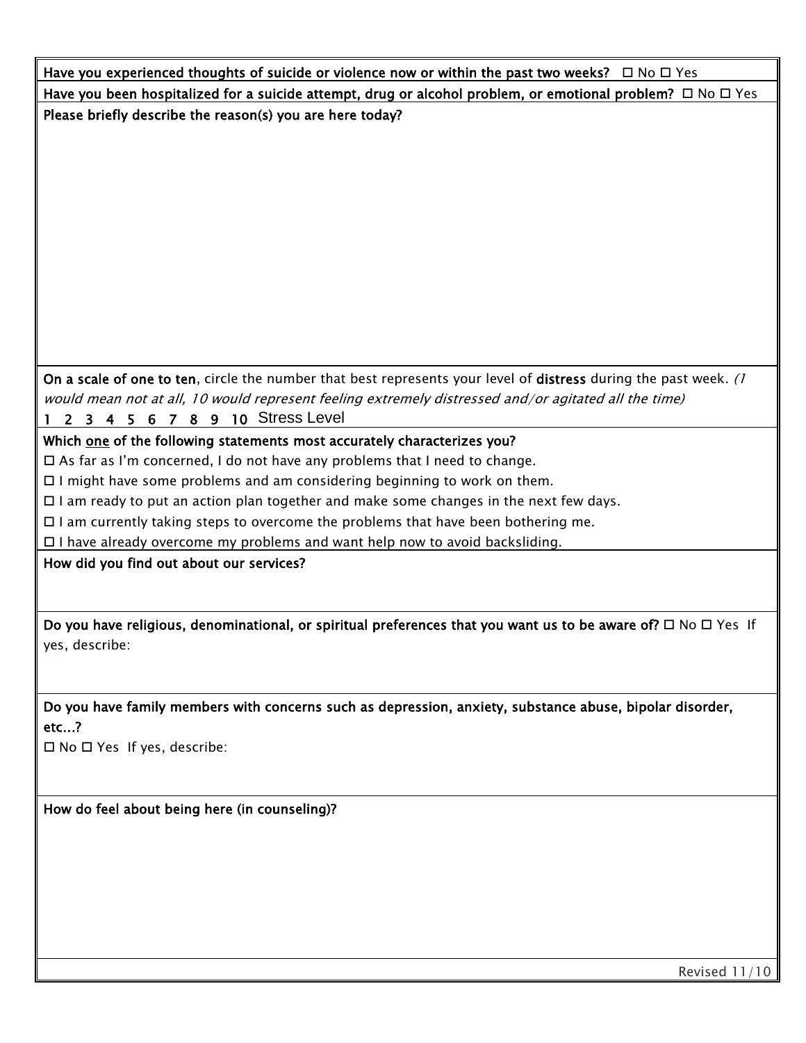**Have you experienced thoughts of suicide or violence now or within the past two weeks?** ☐ No ☐ Yes

**Have you been hospitalized for a suicide attempt, drug or alcohol problem, or emotional problem?** ☐ No ☐ Yes

**Please briefly describe the reason(s) you are here today?**

**On a scale of one to ten**, circle the number that best represents your level of **distress** during the past week. *(1 would mean not at all, 10 would represent feeling extremely distressed and/or agitated all the time)*

**1 2 3 4 5 6 7 8 9 10** Stress Level

**Which one of the following statements most accurately characterizes you?**

☐ As far as I'm concerned, I do not have any problems that I need to change.
☐ I might have some problems and am considering beginning to work on them.
☐ I am ready to put an action plan together and make some changes in the next few days.
☐ I am currently taking steps to overcome the problems that have been bothering me.
☐ I have already overcome my problems and want help now to avoid backsliding.

**How did you find out about our services?**

**Do you have religious, denominational, or spiritual preferences that you want us to be aware of?** ☐ No ☐ Yes If yes, describe:

**Do you have family members with concerns such as depression, anxiety, substance abuse, bipolar disorder, etc...?**

☐ No ☐ Yes If yes, describe:

**How do feel about being here (in counseling)?**

Revised 11/10